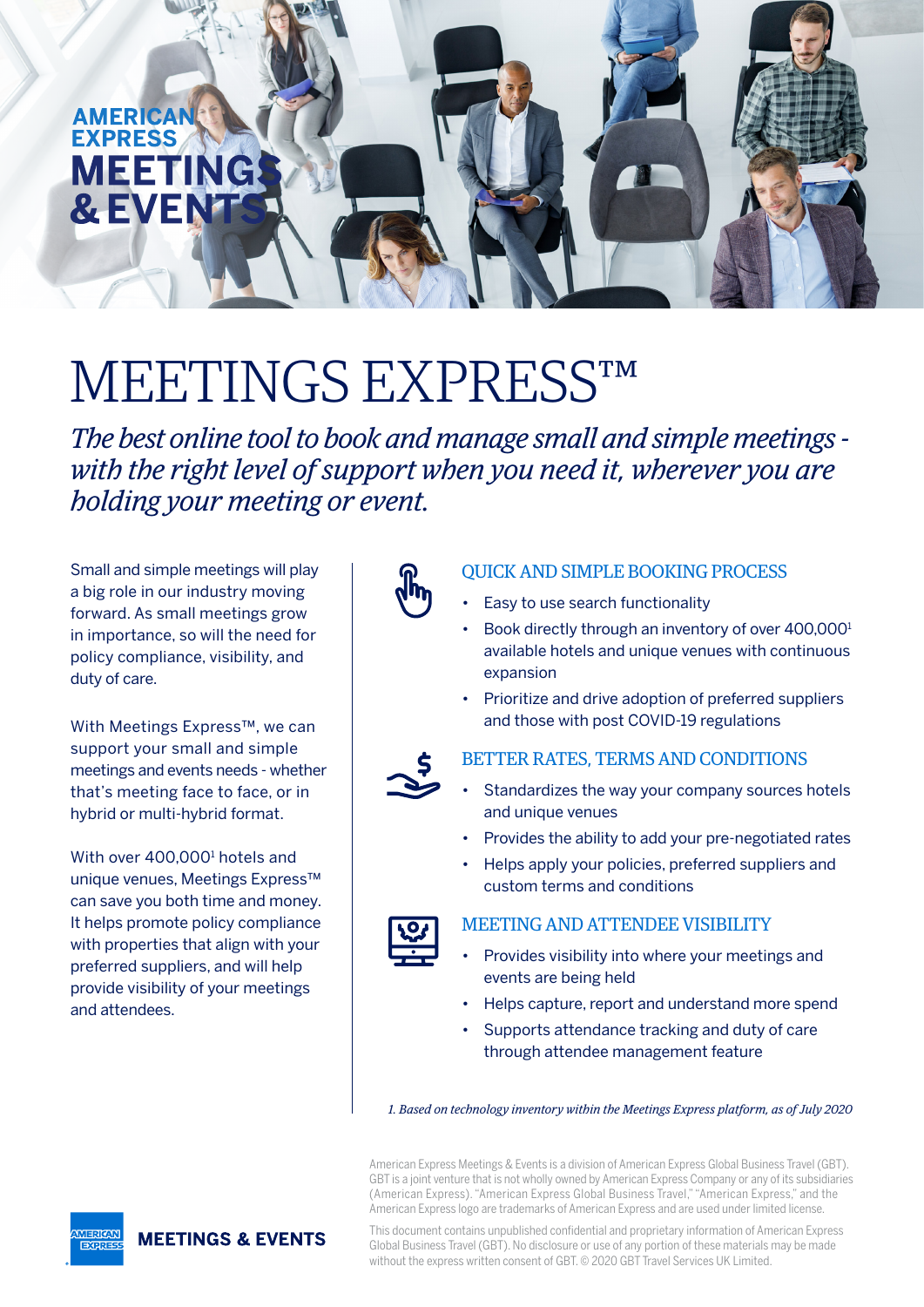AMERICAN EXPRESS MEETINGS & EVENTS

# MEETINGS EXPRESS™

*The best online tool to book and manage small and simple meetings - with the right level of support when you need it, wherever you are holding your meeting or event.*

Small and simple meetings will play a big role in our industry moving forward. As small meetings grow in importance, so will the need for policy compliance, visibility, and duty of care.

With Meetings Express™, we can support your small and simple meetings and events needs - whether that's meeting face to face, or in hybrid or multi-hybrid format.

With over 400,000[1] hotels and unique venues, Meetings Express™ can save you both time and money. It helps promote policy compliance with properties that align with your preferred suppliers, and will help provide visibility of your meetings and attendees.

## QUICK AND SIMPLE BOOKING PROCESS

- Easy to use search functionality
- Book directly through an inventory of over 400,000[1] available hotels and unique venues with continuous expansion
- Prioritize and drive adoption of preferred suppliers and those with post COVID-19 regulations

## BETTER RATES, TERMS AND CONDITIONS

- Standardizes the way your company sources hotels and unique venues
- Provides the ability to add your pre-negotiated rates
- Helps apply your policies, preferred suppliers and custom terms and conditions

## MEETING AND ATTENDEE VISIBILITY

- Provides visibility into where your meetings and events are being held
- Helps capture, report and understand more spend
- Supports attendance tracking and duty of care through attendee management feature

*1. Based on technology inventory within the Meetings Express platform, as of July 2020*

American Express Meetings & Events is a division of American Express Global Business Travel (GBT). GBT is a joint venture that is not wholly owned by American Express Company or any of its subsidiaries (American Express). "American Express Global Business Travel," "American Express," and the American Express logo are trademarks of American Express and are used under limited license.

This document contains unpublished confidential and proprietary information of American Express Global Business Travel (GBT). No disclosure or use of any portion of these materials may be made without the express written consent of GBT. © 2020 GBT Travel Services UK Limited.

MEETINGS & EVENTS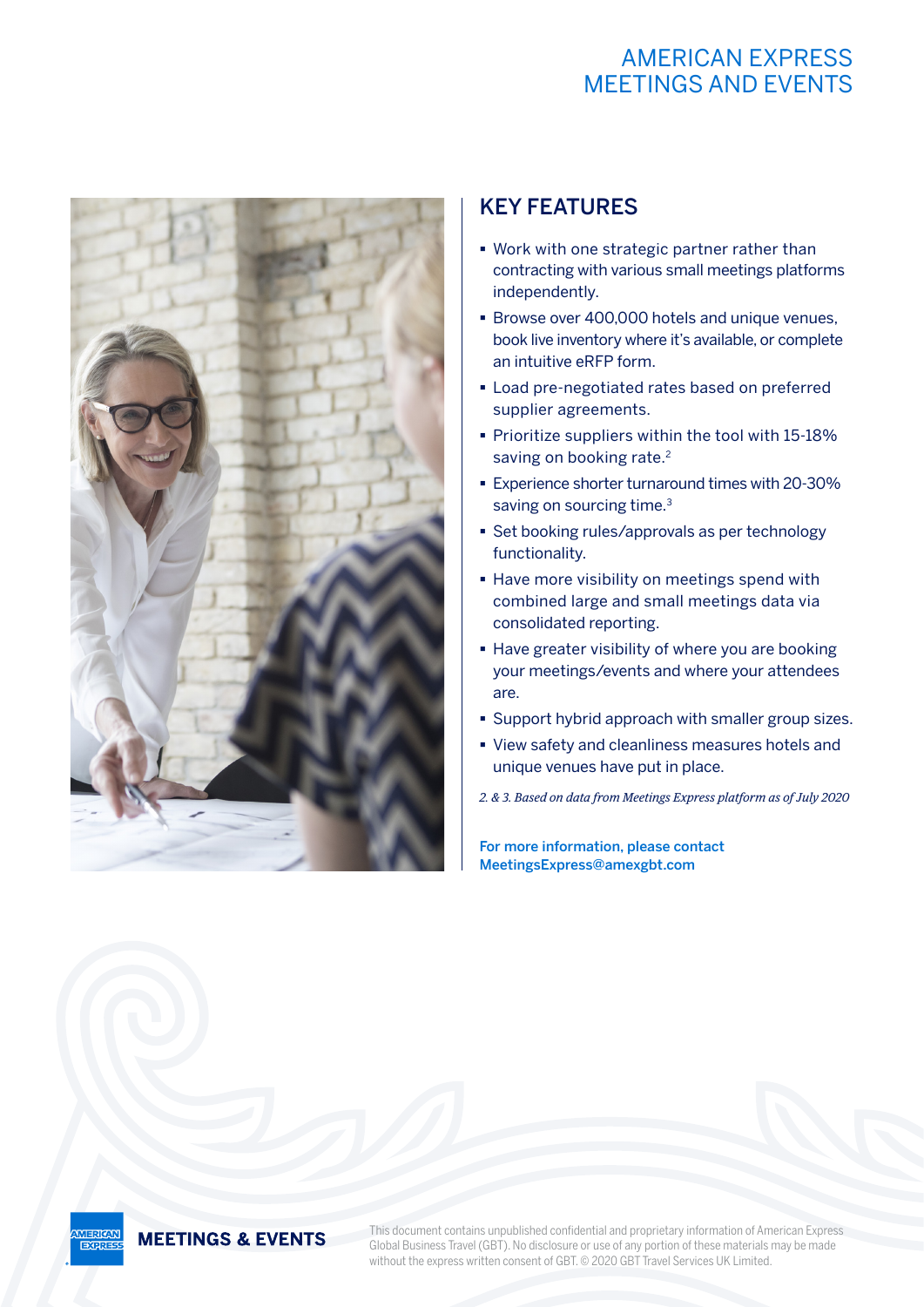## KEY FEATURES

- Work with one strategic partner rather than contracting with various small meetings platforms independently.
- Browse over 400,000 hotels and unique venues, book live inventory where it's available, or complete an intuitive eRFP form.
- Load pre-negotiated rates based on preferred supplier agreements.
- Prioritize suppliers within the tool with 15-18% saving on booking rate.[2]
- Experience shorter turnaround times with 20-30% saving on sourcing time.[3]
- Set booking rules/approvals as per technology functionality.
- Have more visibility on meetings spend with combined large and small meetings data via consolidated reporting.
- Have greater visibility of where you are booking your meetings/events and where your attendees are.
- Support hybrid approach with smaller group sizes.
- View safety and cleanliness measures hotels and unique venues have put in place.

*2. & 3. Based on data from Meetings Express platform as of July 2020*

**For more information, please contact MeetingsExpress@amexgbt.com**

This document contains unpublished confidential and proprietary information of American Express Global Business Travel (GBT). No disclosure or use of any portion of these materials may be made without the express written consent of GBT. © 2020 GBT Travel Services UK Limited.